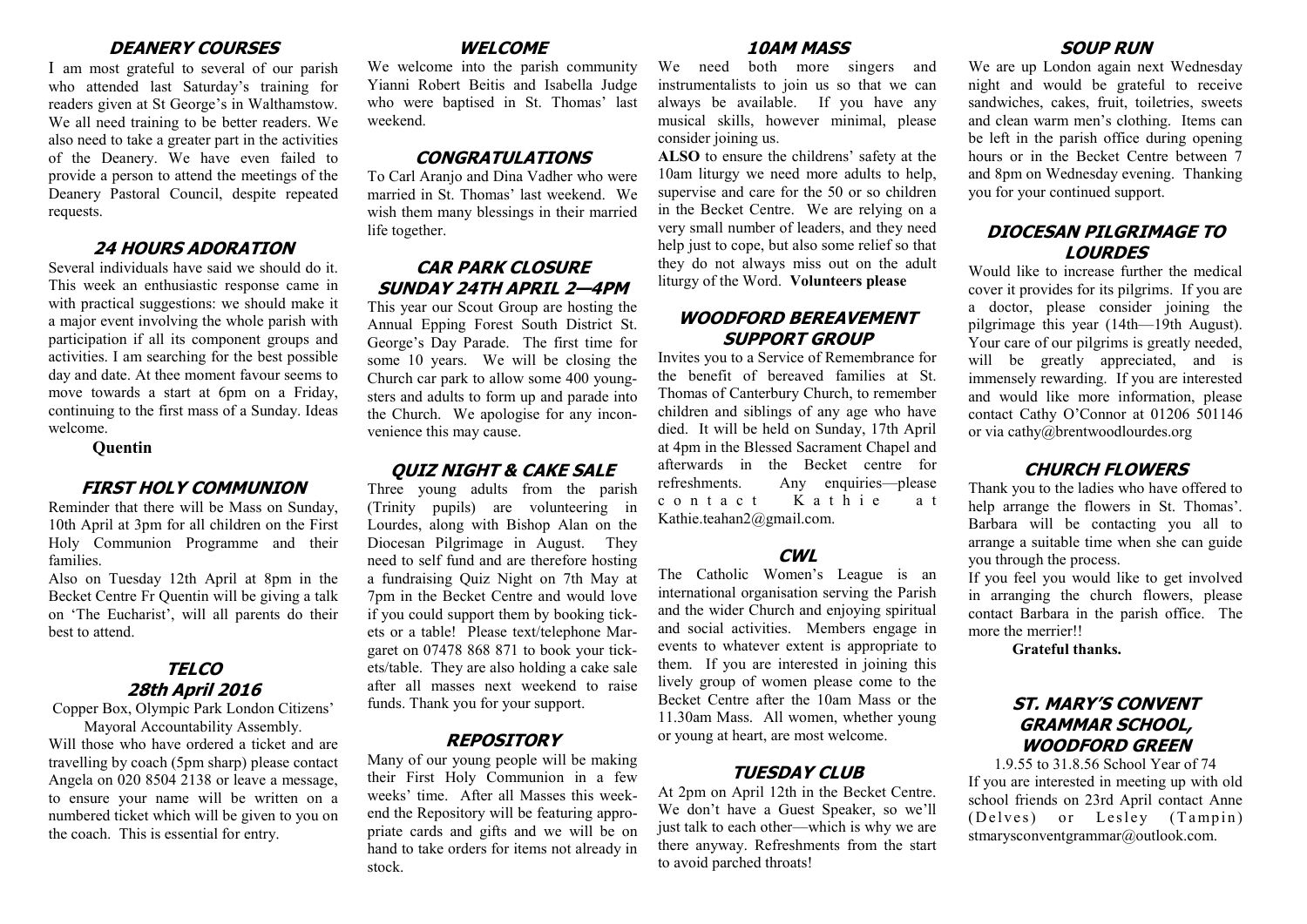## DEANERY COURSES

I am most grateful to several of our parish who attended last Saturday's training for readers given at St George's in Walthamstow. We all need training to be better readers. We also need to take a greater part in the activities of the Deanery. We have even failed to provide a person to attend the meetings of the Deanery Pastoral Council, despite repeated requests.

## 24 HOURS ADORATION

Several individuals have said we should do it. This week an enthusiastic response came in with practical suggestions: we should make it a major event involving the whole parish with participation if all its component groups and activities. I am searching for the best possible day and date. At thee moment favour seems to move towards a start at 6pm on a Friday, continuing to the first mass of a Sunday. Ideas welcome.

**Quentin**

## FIRST HOLY COMMUNION

Reminder that there will be Mass on Sunday, 10th April at 3pm for all children on the First Holy Communion Programme and their families.

Also on Tuesday 12th April at 8pm in the Becket Centre Fr Quentin will be giving a talk on 'The Eucharist', will all parents do their best to attend.

## TELCO 28th April 2016

Copper Box, Olympic Park London Citizens' Mayoral Accountability Assembly.

Will those who have ordered a ticket and are travelling by coach (5pm sharp) please contact Angela on 020 8504 2138 or leave a message, to ensure your name will be written on a numbered ticket which will be given to you on the coach. This is essential for entry.

## WELCOME

We welcome into the parish community Yianni Robert Beitis and Isabella Judge who were baptised in St. Thomas' last weekend.

## CONGRATULATIONS

To Carl Aranjo and Dina Vadher who were married in St. Thomas' last weekend. We wish them many blessings in their married life together.

## CAR PARK CLOSURE SUNDAY 24TH APRIL 2—4PM

This year our Scout Group are hosting the Annual Epping Forest South District St. George's Day Parade. The first time for some 10 years. We will be closing the Church car park to allow some 400 youngsters and adults to form up and parade into the Church. We apologise for any inconvenience this may cause.

## QUIZ NIGHT & CAKE SALE

Three young adults from the parish (Trinity pupils) are volunteering in Lourdes, along with Bishop Alan on the Diocesan Pilgrimage in August. They need to self fund and are therefore hosting a fundraising Quiz Night on 7th May at 7pm in the Becket Centre and would love if you could support them by booking tickets or a table! Please text/telephone Margaret on 07478 868 871 to book your tickets/table. They are also holding a cake sale after all masses next weekend to raise funds. Thank you for your support.

## REPOSITORY

Many of our young people will be making their First Holy Communion in a few weeks' time. After all Masses this weekend the Repository will be featuring appropriate cards and gifts and we will be on hand to take orders for items not already in stock.

## 10AM MASS

We need both more singers and instrumentalists to join us so that we can always be available. If you have any musical skills, however minimal, please consider joining us.

**ALSO** to ensure the childrens' safety at the 10am liturgy we need more adults to help, supervise and care for the 50 or so children in the Becket Centre. We are relying on a very small number of leaders, and they need help just to cope, but also some relief so that they do not always miss out on the adult liturgy of the Word. **Volunteers please**

## WOODFORD BEREAVEMENT SUPPORT GROUP

Invites you to a Service of Remembrance for the benefit of bereaved families at St. Thomas of Canterbury Church, to remember children and siblings of any age who have died. It will be held on Sunday, 17th April at 4pm in the Blessed Sacrament Chapel and afterwards in the Becket centre for refreshments. Any enquiries—please contact Kathie at Kathie.teahan2@gmail.com.

## CWL

The Catholic Women's League is an international organisation serving the Parish and the wider Church and enjoying spiritual and social activities. Members engage in events to whatever extent is appropriate to them. If you are interested in joining this lively group of women please come to the Becket Centre after the 10am Mass or the 11.30am Mass. All women, whether young or young at heart, are most welcome.

## TUESDAY CLUB

At 2pm on April 12th in the Becket Centre. We don't have a Guest Speaker, so we'll just talk to each other—which is why we are there anyway. Refreshments from the start to avoid parched throats!

## SOUP RUN

We are up London again next Wednesday night and would be grateful to receive sandwiches, cakes, fruit, toiletries, sweets and clean warm men's clothing. Items can be left in the parish office during opening hours or in the Becket Centre between 7 and 8pm on Wednesday evening. Thanking you for your continued support.

## DIOCESAN PILGRIMAGE TO LOURDES

Would like to increase further the medical cover it provides for its pilgrims. If you are a doctor, please consider joining the pilgrimage this year (14th—19th August). Your care of our pilgrims is greatly needed, will be greatly appreciated, and is immensely rewarding. If you are interested and would like more information, please contact Cathy O'Connor at 01206 501146 or via cathy@brentwoodlourdes.org

## CHURCH FLOWERS

Thank you to the ladies who have offered to help arrange the flowers in St. Thomas'. Barbara will be contacting you all to arrange a suitable time when she can guide you through the process.

If you feel you would like to get involved in arranging the church flowers, please contact Barbara in the parish office. The more the merrier!!

**Grateful thanks.**

## ST. MARY'S CONVENT GRAMMAR SCHOOL, WOODFORD GREEN

1.9.55 to 31.8.56 School Year of 74

If you are interested in meeting up with old school friends on 23rd April contact Anne (Delves) or Lesley (Tampin) stmarysconventgrammar@outlook.com.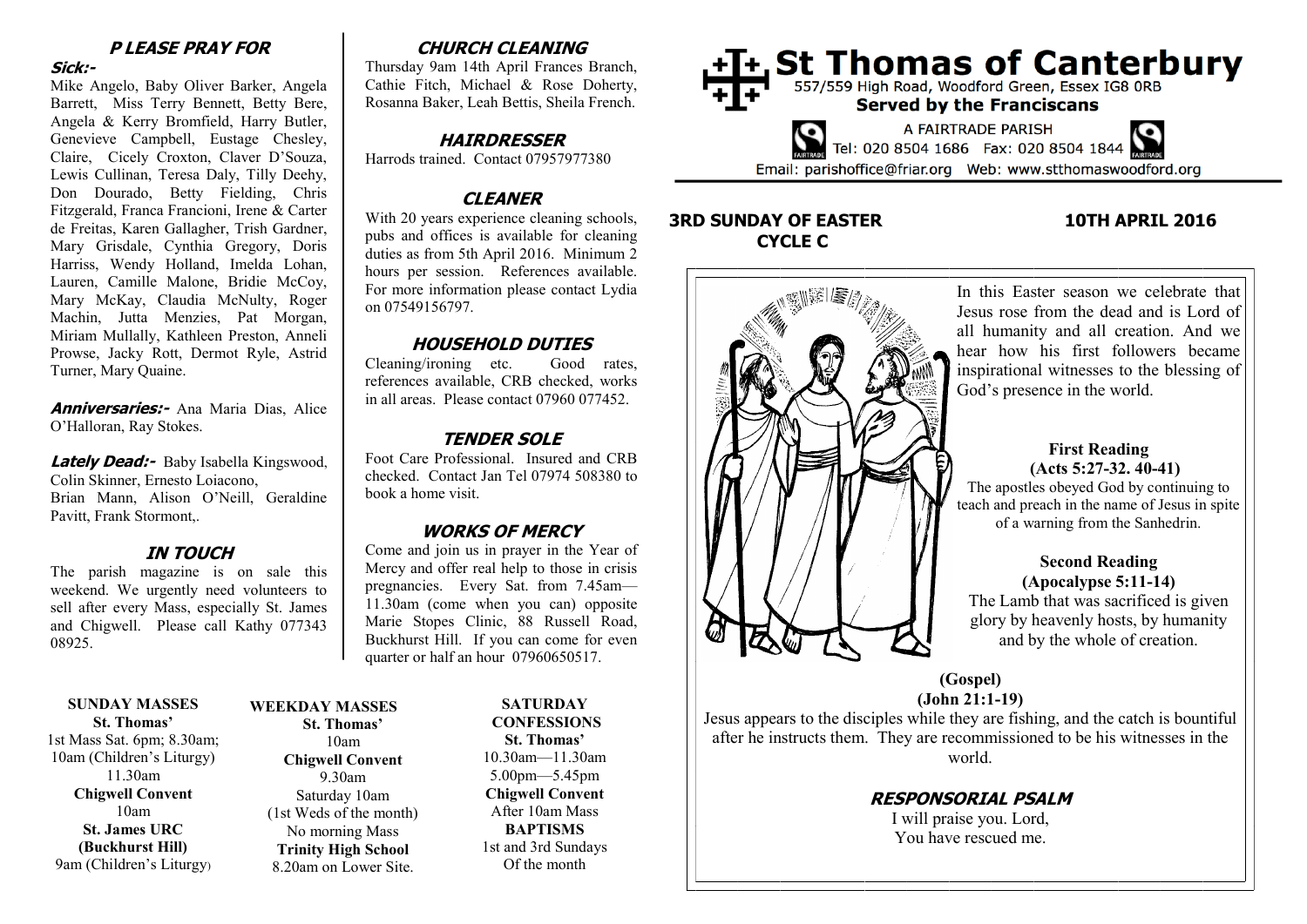## PLEASE PRAY FOR

**Sick:-**

Mike Angelo, Baby Oliver Barker, Angela Barrett, Miss Terry Bennett, Betty Bere, Angela & Kerry Bromfield, Harry Butler, Genevieve Campbell, Eustage Chesley, Claire, Cicely Croxton, Claver D'Souza, Lewis Cullinan, Teresa Daly, Tilly Deehy, Don Dourado, Betty Fielding, Chris Fitzgerald, Franca Francioni, Irene & Carter de Freitas, Karen Gallagher, Trish Gardner, Mary Grisdale, Cynthia Gregory, Doris Harriss, Wendy Holland, Imelda Lohan, Lauren, Camille Malone, Bridie McCoy, Mary McKay, Claudia McNulty, Roger Machin, Jutta Menzies, Pat Morgan, Miriam Mullally, Kathleen Preston, Anneli Prowse, Jacky Rott, Dermot Ryle, Astrid Turner, Mary Quaine.

**Anniversaries:-** Ana Maria Dias, Alice O'Halloran, Ray Stokes.

**Lately Dead:-** Baby Isabella Kingswood, Colin Skinner, Ernesto Loiacono, Brian Mann, Alison O'Neill, Geraldine Pavitt, Frank Stormont,.

## IN TOUCH

The parish magazine is on sale this weekend. We urgently need volunteers to sell after every Mass, especially St. James and Chigwell. Please call Kathy 077343 08925.

## CHURCH CLEANING

Thursday 9am 14th April Frances Branch, Cathie Fitch, Michael & Rose Doherty, Rosanna Baker, Leah Bettis, Sheila French.

## HAIRDRESSER

Harrods trained. Contact 07957977380

## CLEANER

With 20 years experience cleaning schools, pubs and offices is available for cleaning duties as from 5th April 2016. Minimum 2 hours per session. References available. For more information please contact Lydia on 07549156797.

## HOUSEHOLD DUTIES

Cleaning/ironing etc. Good rates, references available, CRB checked, works in all areas. Please contact 07960 077452.

## TENDER SOLE

Foot Care Professional. Insured and CRB checked. Contact Jan Tel 07974 508380 to book a home visit.

## WORKS OF MERCY

Come and join us in prayer in the Year of Mercy and offer real help to those in crisis pregnancies. Every Sat. from 7.45am—11.30am (come when you can) opposite Marie Stopes Clinic, 88 Russell Road, Buckhurst Hill. If you can come for even quarter or half an hour 07960650517.

**SUNDAY MASSES**
**St. Thomas'**
1st Mass Sat. 6pm; 8.30am; 10am (Children's Liturgy) 11.30am
**Chigwell Convent**
10am
**St. James URC (Buckhurst Hill)**
9am (Children's Liturgy)

**WEEKDAY MASSES**
**St. Thomas'**
10am
**Chigwell Convent**
9.30am
Saturday 10am (1st Weds of the month) No morning Mass
**Trinity High School**
8.20am on Lower Site.

**SATURDAY CONFESSIONS**
**St. Thomas'**
10.30am—11.30am
5.00pm—5.45pm
**Chigwell Convent**
After 10am Mass
**BAPTISMS**
1st and 3rd Sundays Of the month

# St Thomas of Canterbury

557/559 High Road, Woodford Green, Essex IG8 0RB

**Served by the Franciscans**

A FAIRTRADE PARISH

Tel: 020 8504 1686 Fax: 020 8504 1844

Email: parishoffice@friar.org Web: www.stthomaswoodford.org

**3RD SUNDAY OF EASTER CYCLE C** — **10TH APRIL 2016**

In this Easter season we celebrate that Jesus rose from the dead and is Lord of all humanity and all creation. And we hear how his first followers became inspirational witnesses to the blessing of God's presence in the world.

**First Reading**
**(Acts 5:27-32. 40-41)**
The apostles obeyed God by continuing to teach and preach in the name of Jesus in spite of a warning from the Sanhedrin.

**Second Reading**
**(Apocalypse 5:11-14)**
The Lamb that was sacrificed is given glory by heavenly hosts, by humanity and by the whole of creation.

**(Gospel)**
**(John 21:1-19)**
Jesus appears to the disciples while they are fishing, and the catch is bountiful after he instructs them. They are recommissioned to be his witnesses in the world.

## RESPONSORIAL PSALM

I will praise you. Lord,
You have rescued me.